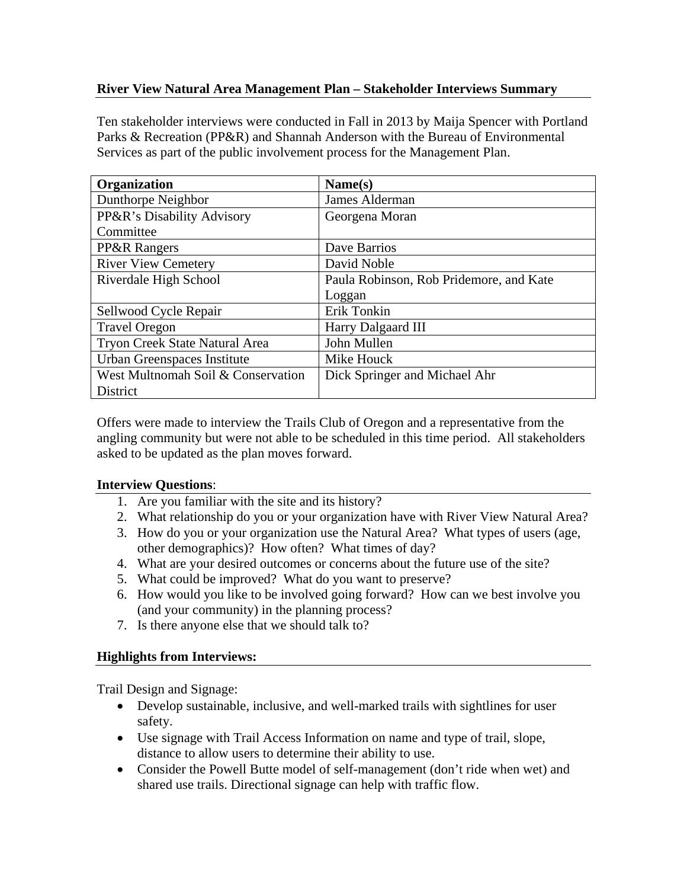## River View Natural Area Management Plan – Stakeholder Interviews Summary

Ten stakeholder interviews were conducted in Fall in 2013 by Maija Spencer with Portland Parks & Recreation (PP&R) and Shannah Anderson with the Bureau of Environmental Services as part of the public involvement process for the Management Plan.

| Organization | Name(s) |
| --- | --- |
| Dunthorpe Neighbor | James Alderman |
| PP&R's Disability Advisory Committee | Georgena Moran |
| PP&R Rangers | Dave Barrios |
| River View Cemetery | David Noble |
| Riverdale High School | Paula Robinson, Rob Pridemore, and Kate Loggan |
| Sellwood Cycle Repair | Erik Tonkin |
| Travel Oregon | Harry Dalgaard III |
| Tryon Creek State Natural Area | John Mullen |
| Urban Greenspaces Institute | Mike Houck |
| West Multnomah Soil & Conservation District | Dick Springer and Michael Ahr |

Offers were made to interview the Trails Club of Oregon and a representative from the angling community but were not able to be scheduled in this time period. All stakeholders asked to be updated as the plan moves forward.

**Interview Questions**:

1. Are you familiar with the site and its history?
2. What relationship do you or your organization have with River View Natural Area?
3. How do you or your organization use the Natural Area? What types of users (age, other demographics)? How often? What times of day?
4. What are your desired outcomes or concerns about the future use of the site?
5. What could be improved? What do you want to preserve?
6. How would you like to be involved going forward? How can we best involve you (and your community) in the planning process?
7. Is there anyone else that we should talk to?

**Highlights from Interviews:**

Trail Design and Signage:

- Develop sustainable, inclusive, and well-marked trails with sightlines for user safety.
- Use signage with Trail Access Information on name and type of trail, slope, distance to allow users to determine their ability to use.
- Consider the Powell Butte model of self-management (don't ride when wet) and shared use trails. Directional signage can help with traffic flow.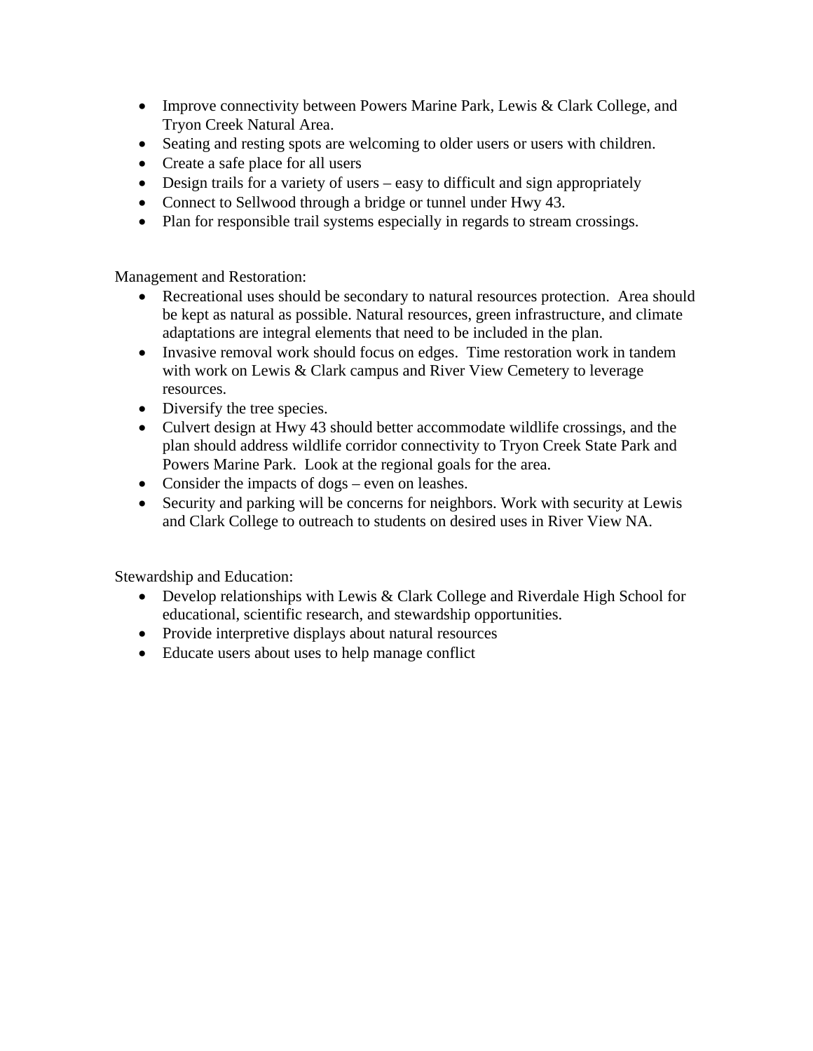- Improve connectivity between Powers Marine Park, Lewis & Clark College, and Tryon Creek Natural Area.
- Seating and resting spots are welcoming to older users or users with children.
- Create a safe place for all users
- Design trails for a variety of users – easy to difficult and sign appropriately
- Connect to Sellwood through a bridge or tunnel under Hwy 43.
- Plan for responsible trail systems especially in regards to stream crossings.

Management and Restoration:

- Recreational uses should be secondary to natural resources protection. Area should be kept as natural as possible. Natural resources, green infrastructure, and climate adaptations are integral elements that need to be included in the plan.
- Invasive removal work should focus on edges. Time restoration work in tandem with work on Lewis & Clark campus and River View Cemetery to leverage resources.
- Diversify the tree species.
- Culvert design at Hwy 43 should better accommodate wildlife crossings, and the plan should address wildlife corridor connectivity to Tryon Creek State Park and Powers Marine Park. Look at the regional goals for the area.
- Consider the impacts of dogs – even on leashes.
- Security and parking will be concerns for neighbors. Work with security at Lewis and Clark College to outreach to students on desired uses in River View NA.

Stewardship and Education:

- Develop relationships with Lewis & Clark College and Riverdale High School for educational, scientific research, and stewardship opportunities.
- Provide interpretive displays about natural resources
- Educate users about uses to help manage conflict